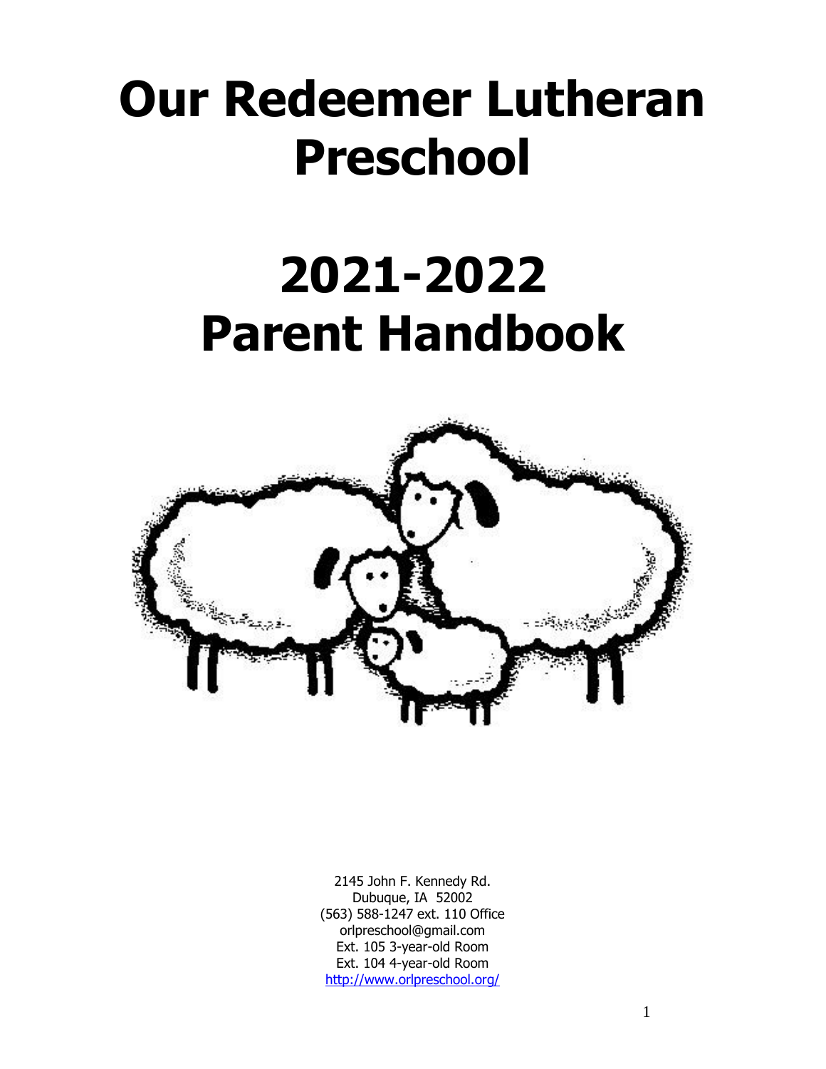# Our Redeemer Lutheran Preschool

# 2021-2022 Parent Handbook

2145 John F. Kennedy Rd.
Dubuque, IA 52002
(563) 588-1247 ext. 110 Office
orlpreschool@gmail.com
Ext. 105 3-year-old Room
Ext. 104 4-year-old Room
http://www.orlpreschool.org/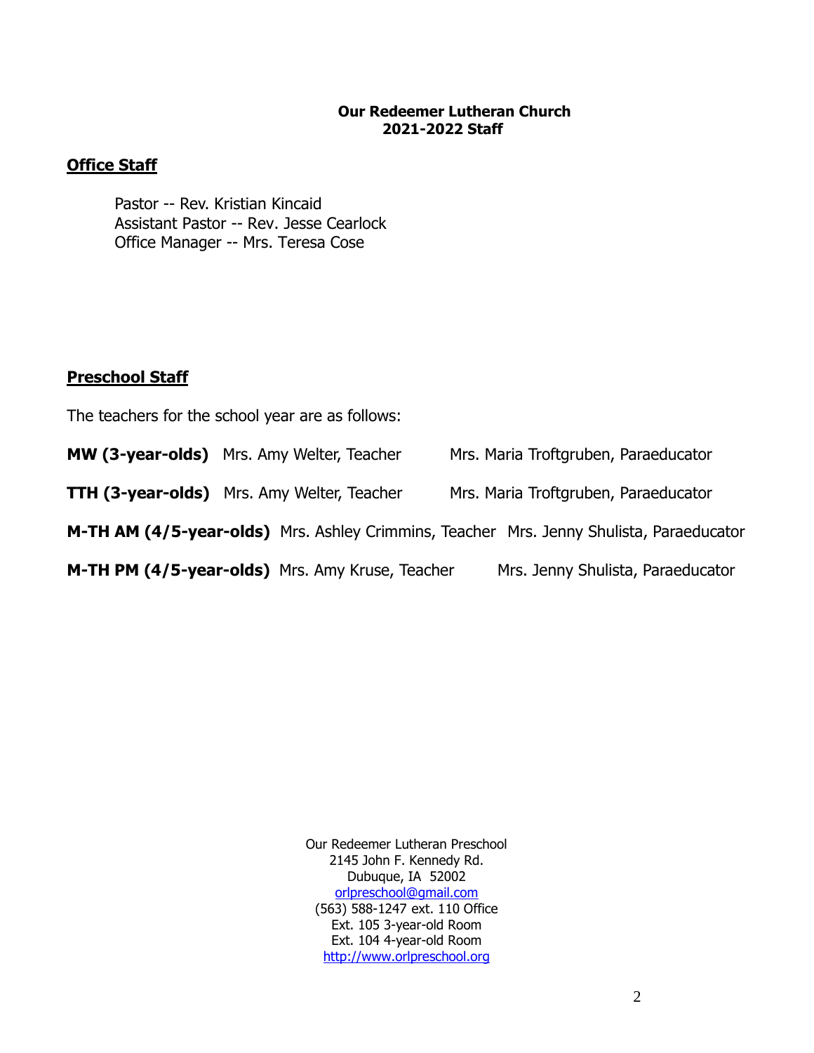# Our Redeemer Lutheran Church
## 2021-2022 Staff

## Office Staff

Pastor -- Rev. Kristian Kincaid
Assistant Pastor -- Rev. Jesse Cearlock
Office Manager -- Mrs. Teresa Cose

## Preschool Staff

The teachers for the school year are as follows:

**MW (3-year-olds)** Mrs. Amy Welter, Teacher Mrs. Maria Troftgruben, Paraeducator

**TTH (3-year-olds)** Mrs. Amy Welter, Teacher Mrs. Maria Troftgruben, Paraeducator

**M-TH AM (4/5-year-olds)** Mrs. Ashley Crimmins, Teacher Mrs. Jenny Shulista, Paraeducator

**M-TH PM (4/5-year-olds)** Mrs. Amy Kruse, Teacher Mrs. Jenny Shulista, Paraeducator

Our Redeemer Lutheran Preschool
2145 John F. Kennedy Rd.
Dubuque, IA 52002
orlpreschool@gmail.com
(563) 588-1247 ext. 110 Office
Ext. 105 3-year-old Room
Ext. 104 4-year-old Room
http://www.orlpreschool.org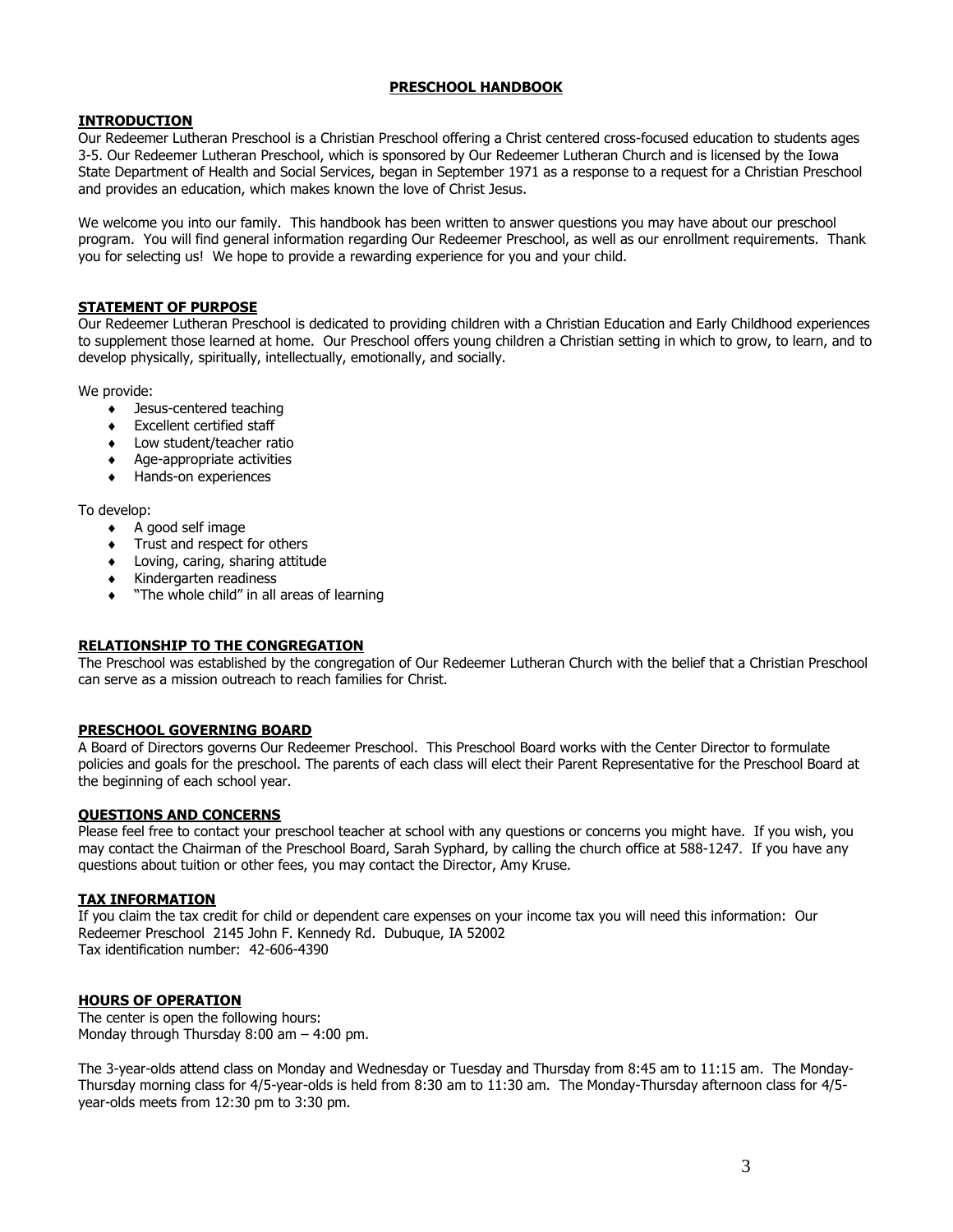# PRESCHOOL HANDBOOK

## INTRODUCTION

Our Redeemer Lutheran Preschool is a Christian Preschool offering a Christ centered cross-focused education to students ages 3-5. Our Redeemer Lutheran Preschool, which is sponsored by Our Redeemer Lutheran Church and is licensed by the Iowa State Department of Health and Social Services, began in September 1971 as a response to a request for a Christian Preschool and provides an education, which makes known the love of Christ Jesus.

We welcome you into our family. This handbook has been written to answer questions you may have about our preschool program. You will find general information regarding Our Redeemer Preschool, as well as our enrollment requirements. Thank you for selecting us! We hope to provide a rewarding experience for you and your child.

## STATEMENT OF PURPOSE

Our Redeemer Lutheran Preschool is dedicated to providing children with a Christian Education and Early Childhood experiences to supplement those learned at home. Our Preschool offers young children a Christian setting in which to grow, to learn, and to develop physically, spiritually, intellectually, emotionally, and socially.

We provide:

- Jesus-centered teaching
- Excellent certified staff
- Low student/teacher ratio
- Age-appropriate activities
- Hands-on experiences

To develop:

- A good self image
- Trust and respect for others
- Loving, caring, sharing attitude
- Kindergarten readiness
- "The whole child" in all areas of learning

## RELATIONSHIP TO THE CONGREGATION

The Preschool was established by the congregation of Our Redeemer Lutheran Church with the belief that a Christian Preschool can serve as a mission outreach to reach families for Christ.

## PRESCHOOL GOVERNING BOARD

A Board of Directors governs Our Redeemer Preschool. This Preschool Board works with the Center Director to formulate policies and goals for the preschool. The parents of each class will elect their Parent Representative for the Preschool Board at the beginning of each school year.

## QUESTIONS AND CONCERNS

Please feel free to contact your preschool teacher at school with any questions or concerns you might have. If you wish, you may contact the Chairman of the Preschool Board, Sarah Syphard, by calling the church office at 588-1247. If you have any questions about tuition or other fees, you may contact the Director, Amy Kruse.

## TAX INFORMATION

If you claim the tax credit for child or dependent care expenses on your income tax you will need this information: Our Redeemer Preschool 2145 John F. Kennedy Rd. Dubuque, IA 52002
Tax identification number: 42-606-4390

## HOURS OF OPERATION

The center is open the following hours:
Monday through Thursday 8:00 am – 4:00 pm.

The 3-year-olds attend class on Monday and Wednesday or Tuesday and Thursday from 8:45 am to 11:15 am. The Monday-Thursday morning class for 4/5-year-olds is held from 8:30 am to 11:30 am. The Monday-Thursday afternoon class for 4/5-year-olds meets from 12:30 pm to 3:30 pm.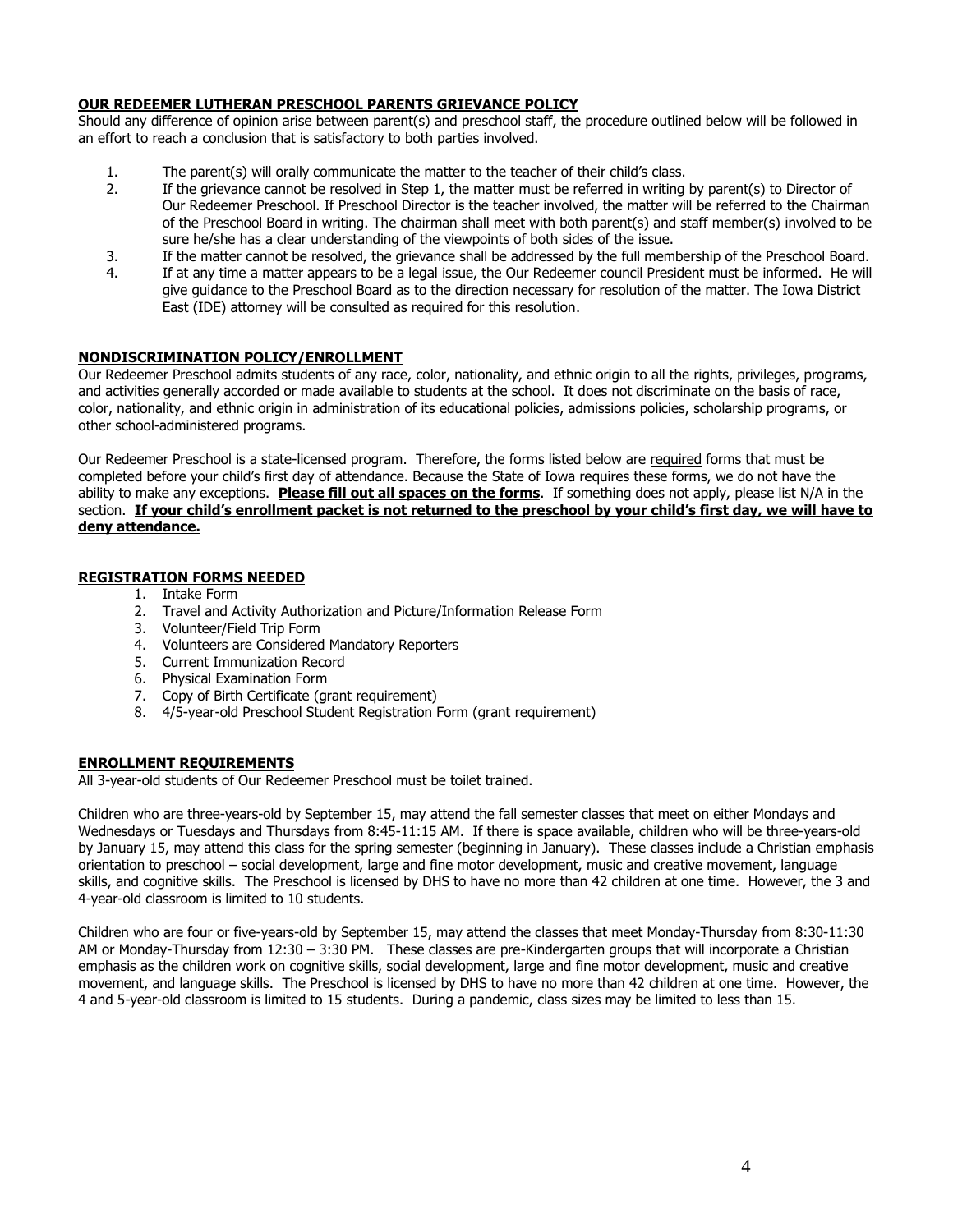## OUR REDEEMER LUTHERAN PRESCHOOL PARENTS GRIEVANCE POLICY

Should any difference of opinion arise between parent(s) and preschool staff, the procedure outlined below will be followed in an effort to reach a conclusion that is satisfactory to both parties involved.

1. The parent(s) will orally communicate the matter to the teacher of their child's class.
2. If the grievance cannot be resolved in Step 1, the matter must be referred in writing by parent(s) to Director of Our Redeemer Preschool. If Preschool Director is the teacher involved, the matter will be referred to the Chairman of the Preschool Board in writing. The chairman shall meet with both parent(s) and staff member(s) involved to be sure he/she has a clear understanding of the viewpoints of both sides of the issue.
3. If the matter cannot be resolved, the grievance shall be addressed by the full membership of the Preschool Board.
4. If at any time a matter appears to be a legal issue, the Our Redeemer council President must be informed. He will give guidance to the Preschool Board as to the direction necessary for resolution of the matter. The Iowa District East (IDE) attorney will be consulted as required for this resolution.

## NONDISCRIMINATION POLICY/ENROLLMENT

Our Redeemer Preschool admits students of any race, color, nationality, and ethnic origin to all the rights, privileges, programs, and activities generally accorded or made available to students at the school. It does not discriminate on the basis of race, color, nationality, and ethnic origin in administration of its educational policies, admissions policies, scholarship programs, or other school-administered programs.

Our Redeemer Preschool is a state-licensed program. Therefore, the forms listed below are required forms that must be completed before your child's first day of attendance. Because the State of Iowa requires these forms, we do not have the ability to make any exceptions. **Please fill out all spaces on the forms**. If something does not apply, please list N/A in the section. **If your child's enrollment packet is not returned to the preschool by your child's first day, we will have to deny attendance.**

## REGISTRATION FORMS NEEDED

1. Intake Form
2. Travel and Activity Authorization and Picture/Information Release Form
3. Volunteer/Field Trip Form
4. Volunteers are Considered Mandatory Reporters
5. Current Immunization Record
6. Physical Examination Form
7. Copy of Birth Certificate (grant requirement)
8. 4/5-year-old Preschool Student Registration Form (grant requirement)

## ENROLLMENT REQUIREMENTS

All 3-year-old students of Our Redeemer Preschool must be toilet trained.

Children who are three-years-old by September 15, may attend the fall semester classes that meet on either Mondays and Wednesdays or Tuesdays and Thursdays from 8:45-11:15 AM. If there is space available, children who will be three-years-old by January 15, may attend this class for the spring semester (beginning in January). These classes include a Christian emphasis orientation to preschool – social development, large and fine motor development, music and creative movement, language skills, and cognitive skills. The Preschool is licensed by DHS to have no more than 42 children at one time. However, the 3 and 4-year-old classroom is limited to 10 students.

Children who are four or five-years-old by September 15, may attend the classes that meet Monday-Thursday from 8:30-11:30 AM or Monday-Thursday from 12:30 – 3:30 PM. These classes are pre-Kindergarten groups that will incorporate a Christian emphasis as the children work on cognitive skills, social development, large and fine motor development, music and creative movement, and language skills. The Preschool is licensed by DHS to have no more than 42 children at one time. However, the 4 and 5-year-old classroom is limited to 15 students. During a pandemic, class sizes may be limited to less than 15.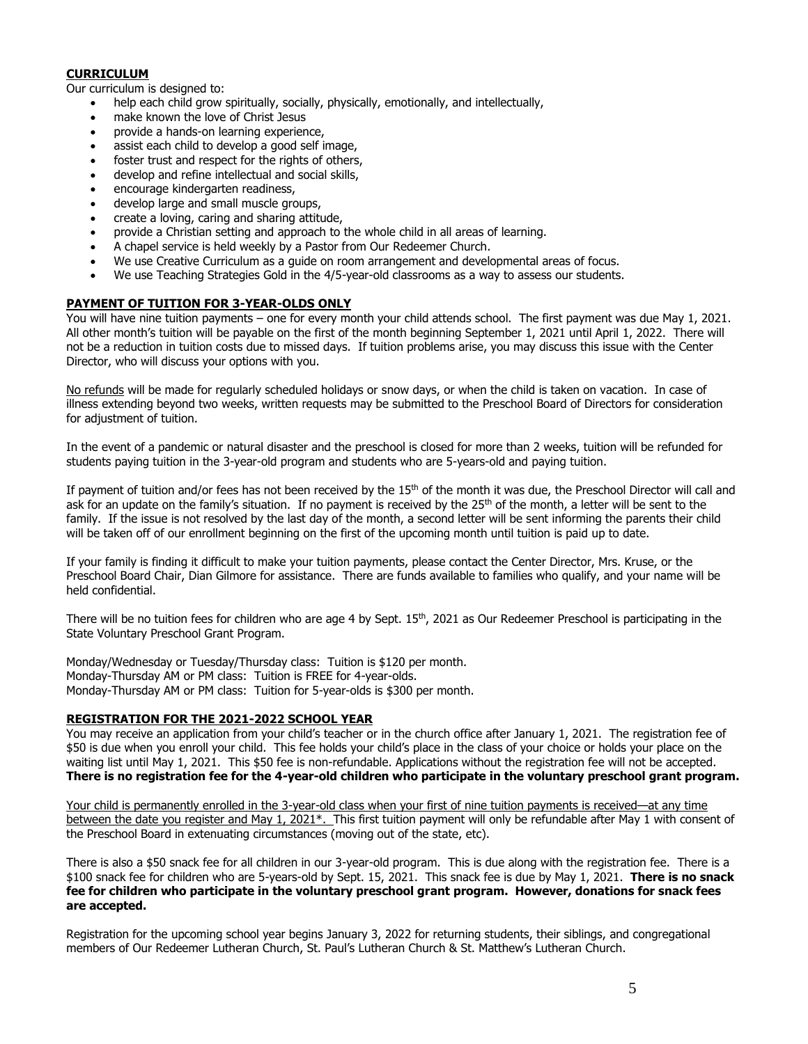## **CURRICULUM**

Our curriculum is designed to:

- help each child grow spiritually, socially, physically, emotionally, and intellectually,
- make known the love of Christ Jesus
- provide a hands-on learning experience,
- assist each child to develop a good self image,
- foster trust and respect for the rights of others,
- develop and refine intellectual and social skills,
- encourage kindergarten readiness,
- develop large and small muscle groups,
- create a loving, caring and sharing attitude,
- provide a Christian setting and approach to the whole child in all areas of learning.
- A chapel service is held weekly by a Pastor from Our Redeemer Church.
- We use Creative Curriculum as a guide on room arrangement and developmental areas of focus.
- We use Teaching Strategies Gold in the 4/5-year-old classrooms as a way to assess our students.

## **PAYMENT OF TUITION FOR 3-YEAR-OLDS ONLY**

You will have nine tuition payments – one for every month your child attends school. The first payment was due May 1, 2021. All other month's tuition will be payable on the first of the month beginning September 1, 2021 until April 1, 2022. There will not be a reduction in tuition costs due to missed days. If tuition problems arise, you may discuss this issue with the Center Director, who will discuss your options with you.

No refunds will be made for regularly scheduled holidays or snow days, or when the child is taken on vacation. In case of illness extending beyond two weeks, written requests may be submitted to the Preschool Board of Directors for consideration for adjustment of tuition.

In the event of a pandemic or natural disaster and the preschool is closed for more than 2 weeks, tuition will be refunded for students paying tuition in the 3-year-old program and students who are 5-years-old and paying tuition.

If payment of tuition and/or fees has not been received by the 15th of the month it was due, the Preschool Director will call and ask for an update on the family's situation. If no payment is received by the 25th of the month, a letter will be sent to the family. If the issue is not resolved by the last day of the month, a second letter will be sent informing the parents their child will be taken off of our enrollment beginning on the first of the upcoming month until tuition is paid up to date.

If your family is finding it difficult to make your tuition payments, please contact the Center Director, Mrs. Kruse, or the Preschool Board Chair, Dian Gilmore for assistance. There are funds available to families who qualify, and your name will be held confidential.

There will be no tuition fees for children who are age 4 by Sept. 15th, 2021 as Our Redeemer Preschool is participating in the State Voluntary Preschool Grant Program.

Monday/Wednesday or Tuesday/Thursday class: Tuition is $120 per month.
Monday-Thursday AM or PM class: Tuition is FREE for 4-year-olds.
Monday-Thursday AM or PM class: Tuition for 5-year-olds is $300 per month.

## **REGISTRATION FOR THE 2021-2022 SCHOOL YEAR**

You may receive an application from your child's teacher or in the church office after January 1, 2021. The registration fee of $50 is due when you enroll your child. This fee holds your child's place in the class of your choice or holds your place on the waiting list until May 1, 2021. This $50 fee is non-refundable. Applications without the registration fee will not be accepted. **There is no registration fee for the 4-year-old children who participate in the voluntary preschool grant program.**

Your child is permanently enrolled in the 3-year-old class when your first of nine tuition payments is received—at any time between the date you register and May 1, 2021*. This first tuition payment will only be refundable after May 1 with consent of the Preschool Board in extenuating circumstances (moving out of the state, etc).

There is also a $50 snack fee for all children in our 3-year-old program. This is due along with the registration fee. There is a $100 snack fee for children who are 5-years-old by Sept. 15, 2021. This snack fee is due by May 1, 2021. **There is no snack fee for children who participate in the voluntary preschool grant program. However, donations for snack fees are accepted.**

Registration for the upcoming school year begins January 3, 2022 for returning students, their siblings, and congregational members of Our Redeemer Lutheran Church, St. Paul's Lutheran Church & St. Matthew's Lutheran Church.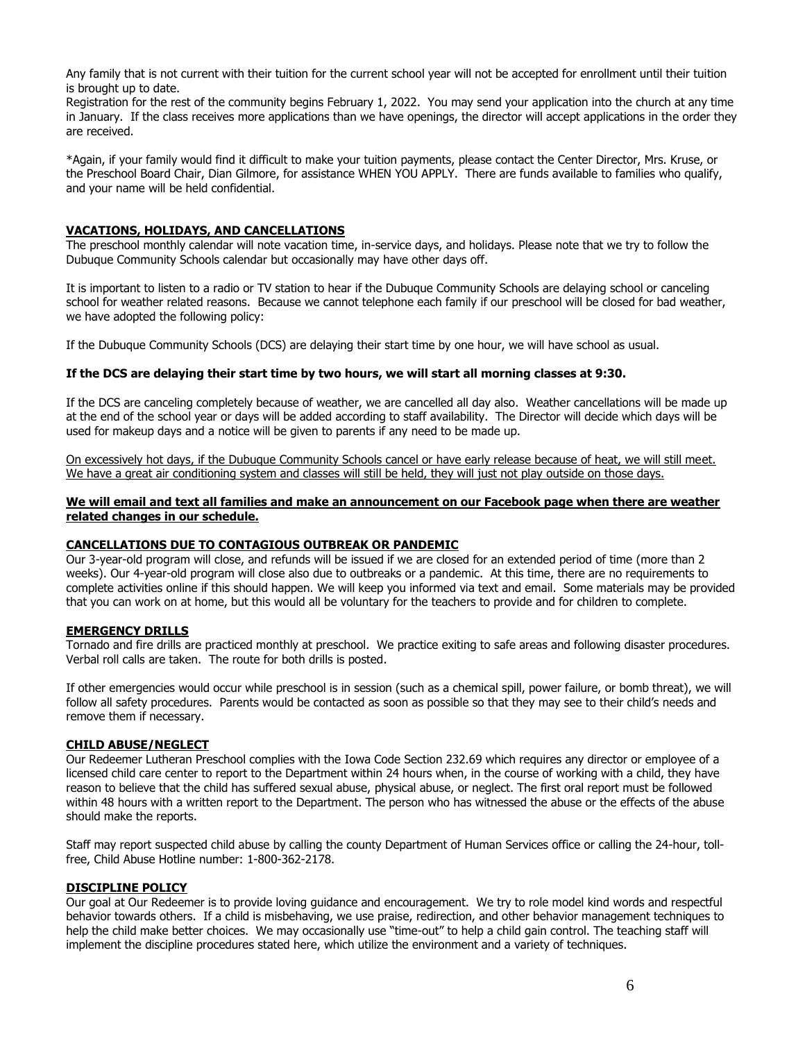Any family that is not current with their tuition for the current school year will not be accepted for enrollment until their tuition is brought up to date.
Registration for the rest of the community begins February 1, 2022. You may send your application into the church at any time in January. If the class receives more applications than we have openings, the director will accept applications in the order they are received.

*Again, if your family would find it difficult to make your tuition payments, please contact the Center Director, Mrs. Kruse, or the Preschool Board Chair, Dian Gilmore, for assistance WHEN YOU APPLY. There are funds available to families who qualify, and your name will be held confidential.

## VACATIONS, HOLIDAYS, AND CANCELLATIONS

The preschool monthly calendar will note vacation time, in-service days, and holidays. Please note that we try to follow the Dubuque Community Schools calendar but occasionally may have other days off.

It is important to listen to a radio or TV station to hear if the Dubuque Community Schools are delaying school or canceling school for weather related reasons. Because we cannot telephone each family if our preschool will be closed for bad weather, we have adopted the following policy:

If the Dubuque Community Schools (DCS) are delaying their start time by one hour, we will have school as usual.

**If the DCS are delaying their start time by two hours, we will start all morning classes at 9:30.**

If the DCS are canceling completely because of weather, we are cancelled all day also. Weather cancellations will be made up at the end of the school year or days will be added according to staff availability. The Director will decide which days will be used for makeup days and a notice will be given to parents if any need to be made up.

On excessively hot days, if the Dubuque Community Schools cancel or have early release because of heat, we will still meet. We have a great air conditioning system and classes will still be held, they will just not play outside on those days.

**We will email and text all families and make an announcement on our Facebook page when there are weather related changes in our schedule.**

## CANCELLATIONS DUE TO CONTAGIOUS OUTBREAK OR PANDEMIC

Our 3-year-old program will close, and refunds will be issued if we are closed for an extended period of time (more than 2 weeks). Our 4-year-old program will close also due to outbreaks or a pandemic. At this time, there are no requirements to complete activities online if this should happen. We will keep you informed via text and email. Some materials may be provided that you can work on at home, but this would all be voluntary for the teachers to provide and for children to complete.

## EMERGENCY DRILLS

Tornado and fire drills are practiced monthly at preschool. We practice exiting to safe areas and following disaster procedures. Verbal roll calls are taken. The route for both drills is posted.

If other emergencies would occur while preschool is in session (such as a chemical spill, power failure, or bomb threat), we will follow all safety procedures. Parents would be contacted as soon as possible so that they may see to their child's needs and remove them if necessary.

## CHILD ABUSE/NEGLECT

Our Redeemer Lutheran Preschool complies with the Iowa Code Section 232.69 which requires any director or employee of a licensed child care center to report to the Department within 24 hours when, in the course of working with a child, they have reason to believe that the child has suffered sexual abuse, physical abuse, or neglect. The first oral report must be followed within 48 hours with a written report to the Department. The person who has witnessed the abuse or the effects of the abuse should make the reports.

Staff may report suspected child abuse by calling the county Department of Human Services office or calling the 24-hour, toll-free, Child Abuse Hotline number: 1-800-362-2178.

## DISCIPLINE POLICY

Our goal at Our Redeemer is to provide loving guidance and encouragement. We try to role model kind words and respectful behavior towards others. If a child is misbehaving, we use praise, redirection, and other behavior management techniques to help the child make better choices. We may occasionally use "time-out" to help a child gain control. The teaching staff will implement the discipline procedures stated here, which utilize the environment and a variety of techniques.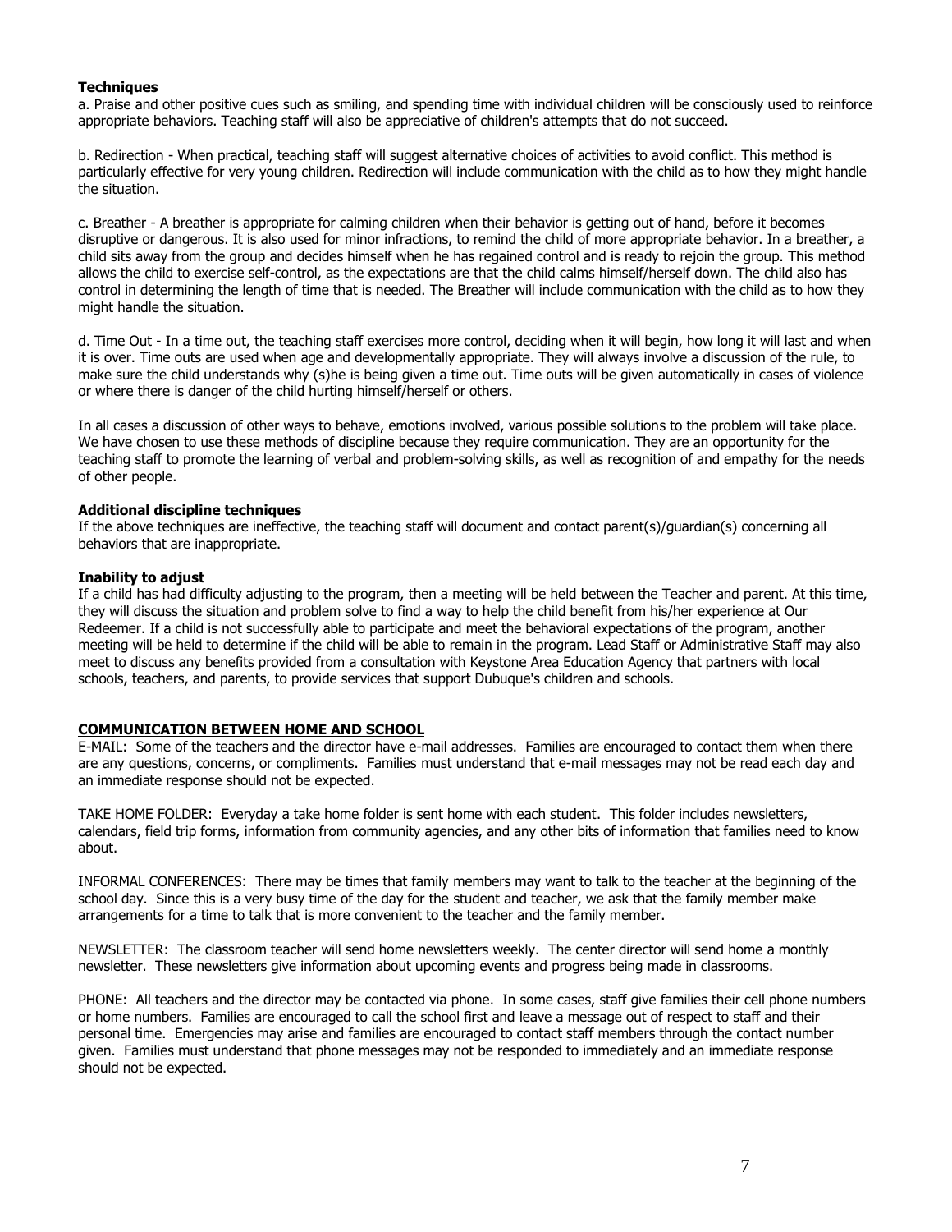**Techniques**

a. Praise and other positive cues such as smiling, and spending time with individual children will be consciously used to reinforce appropriate behaviors. Teaching staff will also be appreciative of children's attempts that do not succeed.

b. Redirection - When practical, teaching staff will suggest alternative choices of activities to avoid conflict. This method is particularly effective for very young children. Redirection will include communication with the child as to how they might handle the situation.

c. Breather - A breather is appropriate for calming children when their behavior is getting out of hand, before it becomes disruptive or dangerous. It is also used for minor infractions, to remind the child of more appropriate behavior. In a breather, a child sits away from the group and decides himself when he has regained control and is ready to rejoin the group. This method allows the child to exercise self-control, as the expectations are that the child calms himself/herself down. The child also has control in determining the length of time that is needed. The Breather will include communication with the child as to how they might handle the situation.

d. Time Out - In a time out, the teaching staff exercises more control, deciding when it will begin, how long it will last and when it is over. Time outs are used when age and developmentally appropriate. They will always involve a discussion of the rule, to make sure the child understands why (s)he is being given a time out. Time outs will be given automatically in cases of violence or where there is danger of the child hurting himself/herself or others.

In all cases a discussion of other ways to behave, emotions involved, various possible solutions to the problem will take place. We have chosen to use these methods of discipline because they require communication. They are an opportunity for the teaching staff to promote the learning of verbal and problem-solving skills, as well as recognition of and empathy for the needs of other people.

**Additional discipline techniques**

If the above techniques are ineffective, the teaching staff will document and contact parent(s)/guardian(s) concerning all behaviors that are inappropriate.

**Inability to adjust**

If a child has had difficulty adjusting to the program, then a meeting will be held between the Teacher and parent. At this time, they will discuss the situation and problem solve to find a way to help the child benefit from his/her experience at Our Redeemer. If a child is not successfully able to participate and meet the behavioral expectations of the program, another meeting will be held to determine if the child will be able to remain in the program. Lead Staff or Administrative Staff may also meet to discuss any benefits provided from a consultation with Keystone Area Education Agency that partners with local schools, teachers, and parents, to provide services that support Dubuque's children and schools.

## COMMUNICATION BETWEEN HOME AND SCHOOL

E-MAIL: Some of the teachers and the director have e-mail addresses. Families are encouraged to contact them when there are any questions, concerns, or compliments. Families must understand that e-mail messages may not be read each day and an immediate response should not be expected.

TAKE HOME FOLDER: Everyday a take home folder is sent home with each student. This folder includes newsletters, calendars, field trip forms, information from community agencies, and any other bits of information that families need to know about.

INFORMAL CONFERENCES: There may be times that family members may want to talk to the teacher at the beginning of the school day. Since this is a very busy time of the day for the student and teacher, we ask that the family member make arrangements for a time to talk that is more convenient to the teacher and the family member.

NEWSLETTER: The classroom teacher will send home newsletters weekly. The center director will send home a monthly newsletter. These newsletters give information about upcoming events and progress being made in classrooms.

PHONE: All teachers and the director may be contacted via phone. In some cases, staff give families their cell phone numbers or home numbers. Families are encouraged to call the school first and leave a message out of respect to staff and their personal time. Emergencies may arise and families are encouraged to contact staff members through the contact number given. Families must understand that phone messages may not be responded to immediately and an immediate response should not be expected.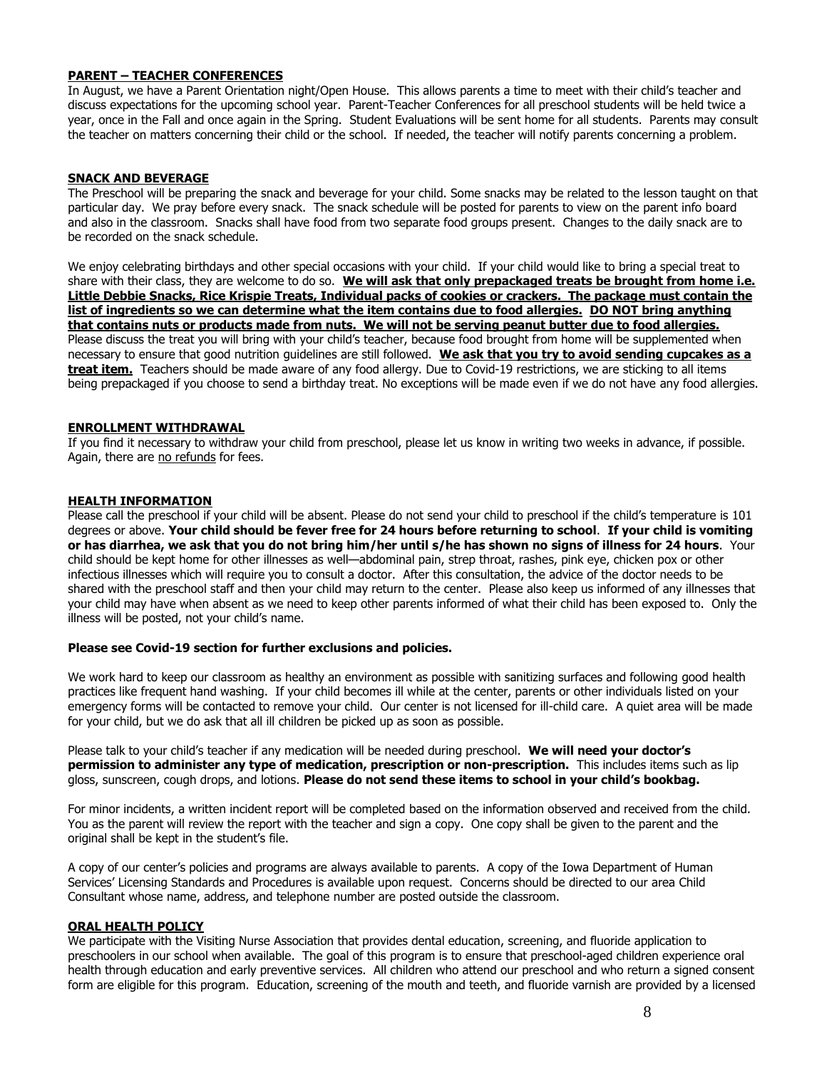## PARENT – TEACHER CONFERENCES

In August, we have a Parent Orientation night/Open House. This allows parents a time to meet with their child's teacher and discuss expectations for the upcoming school year. Parent-Teacher Conferences for all preschool students will be held twice a year, once in the Fall and once again in the Spring. Student Evaluations will be sent home for all students. Parents may consult the teacher on matters concerning their child or the school. If needed, the teacher will notify parents concerning a problem.

## SNACK AND BEVERAGE

The Preschool will be preparing the snack and beverage for your child. Some snacks may be related to the lesson taught on that particular day. We pray before every snack. The snack schedule will be posted for parents to view on the parent info board and also in the classroom. Snacks shall have food from two separate food groups present. Changes to the daily snack are to be recorded on the snack schedule.

We enjoy celebrating birthdays and other special occasions with your child. If your child would like to bring a special treat to share with their class, they are welcome to do so. **We will ask that only prepackaged treats be brought from home i.e. Little Debbie Snacks, Rice Krispie Treats, Individual packs of cookies or crackers. The package must contain the list of ingredients so we can determine what the item contains due to food allergies. DO NOT bring anything that contains nuts or products made from nuts. We will not be serving peanut butter due to food allergies.** Please discuss the treat you will bring with your child's teacher, because food brought from home will be supplemented when necessary to ensure that good nutrition guidelines are still followed. **We ask that you try to avoid sending cupcakes as a treat item.** Teachers should be made aware of any food allergy. Due to Covid-19 restrictions, we are sticking to all items being prepackaged if you choose to send a birthday treat. No exceptions will be made even if we do not have any food allergies.

## ENROLLMENT WITHDRAWAL

If you find it necessary to withdraw your child from preschool, please let us know in writing two weeks in advance, if possible. Again, there are no refunds for fees.

## HEALTH INFORMATION

Please call the preschool if your child will be absent. Please do not send your child to preschool if the child's temperature is 101 degrees or above. **Your child should be fever free for 24 hours before returning to school**. **If your child is vomiting or has diarrhea, we ask that you do not bring him/her until s/he has shown no signs of illness for 24 hours**. Your child should be kept home for other illnesses as well—abdominal pain, strep throat, rashes, pink eye, chicken pox or other infectious illnesses which will require you to consult a doctor. After this consultation, the advice of the doctor needs to be shared with the preschool staff and then your child may return to the center. Please also keep us informed of any illnesses that your child may have when absent as we need to keep other parents informed of what their child has been exposed to. Only the illness will be posted, not your child's name.

**Please see Covid-19 section for further exclusions and policies.**

We work hard to keep our classroom as healthy an environment as possible with sanitizing surfaces and following good health practices like frequent hand washing. If your child becomes ill while at the center, parents or other individuals listed on your emergency forms will be contacted to remove your child. Our center is not licensed for ill-child care. A quiet area will be made for your child, but we do ask that all ill children be picked up as soon as possible.

Please talk to your child's teacher if any medication will be needed during preschool. **We will need your doctor's permission to administer any type of medication, prescription or non-prescription.** This includes items such as lip gloss, sunscreen, cough drops, and lotions. **Please do not send these items to school in your child's bookbag.**

For minor incidents, a written incident report will be completed based on the information observed and received from the child. You as the parent will review the report with the teacher and sign a copy. One copy shall be given to the parent and the original shall be kept in the student's file.

A copy of our center's policies and programs are always available to parents. A copy of the Iowa Department of Human Services' Licensing Standards and Procedures is available upon request. Concerns should be directed to our area Child Consultant whose name, address, and telephone number are posted outside the classroom.

## ORAL HEALTH POLICY

We participate with the Visiting Nurse Association that provides dental education, screening, and fluoride application to preschoolers in our school when available. The goal of this program is to ensure that preschool-aged children experience oral health through education and early preventive services. All children who attend our preschool and who return a signed consent form are eligible for this program. Education, screening of the mouth and teeth, and fluoride varnish are provided by a licensed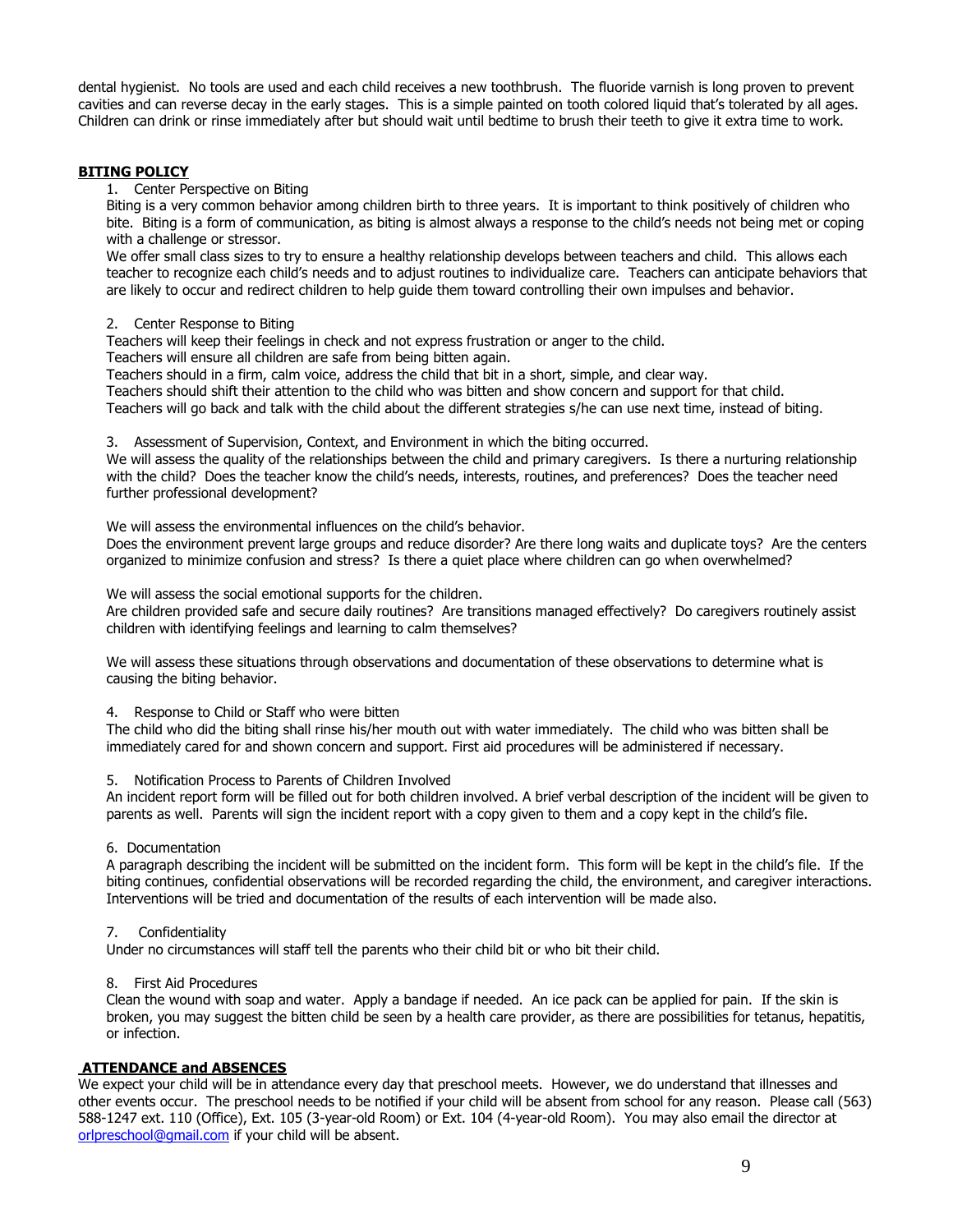dental hygienist. No tools are used and each child receives a new toothbrush. The fluoride varnish is long proven to prevent cavities and can reverse decay in the early stages. This is a simple painted on tooth colored liquid that's tolerated by all ages. Children can drink or rinse immediately after but should wait until bedtime to brush their teeth to give it extra time to work.

## BITING POLICY

1. Center Perspective on Biting

Biting is a very common behavior among children birth to three years. It is important to think positively of children who bite. Biting is a form of communication, as biting is almost always a response to the child's needs not being met or coping with a challenge or stressor.

We offer small class sizes to try to ensure a healthy relationship develops between teachers and child. This allows each teacher to recognize each child's needs and to adjust routines to individualize care. Teachers can anticipate behaviors that are likely to occur and redirect children to help guide them toward controlling their own impulses and behavior.

2. Center Response to Biting

Teachers will keep their feelings in check and not express frustration or anger to the child.
Teachers will ensure all children are safe from being bitten again.
Teachers should in a firm, calm voice, address the child that bit in a short, simple, and clear way.
Teachers should shift their attention to the child who was bitten and show concern and support for that child.
Teachers will go back and talk with the child about the different strategies s/he can use next time, instead of biting.

3. Assessment of Supervision, Context, and Environment in which the biting occurred.

We will assess the quality of the relationships between the child and primary caregivers. Is there a nurturing relationship with the child? Does the teacher know the child's needs, interests, routines, and preferences? Does the teacher need further professional development?

We will assess the environmental influences on the child's behavior.
Does the environment prevent large groups and reduce disorder? Are there long waits and duplicate toys? Are the centers organized to minimize confusion and stress? Is there a quiet place where children can go when overwhelmed?

We will assess the social emotional supports for the children.
Are children provided safe and secure daily routines? Are transitions managed effectively? Do caregivers routinely assist children with identifying feelings and learning to calm themselves?

We will assess these situations through observations and documentation of these observations to determine what is causing the biting behavior.

4. Response to Child or Staff who were bitten

The child who did the biting shall rinse his/her mouth out with water immediately. The child who was bitten shall be immediately cared for and shown concern and support. First aid procedures will be administered if necessary.

5. Notification Process to Parents of Children Involved

An incident report form will be filled out for both children involved. A brief verbal description of the incident will be given to parents as well. Parents will sign the incident report with a copy given to them and a copy kept in the child's file.

6. Documentation

A paragraph describing the incident will be submitted on the incident form. This form will be kept in the child's file. If the biting continues, confidential observations will be recorded regarding the child, the environment, and caregiver interactions. Interventions will be tried and documentation of the results of each intervention will be made also.

7. Confidentiality

Under no circumstances will staff tell the parents who their child bit or who bit their child.

8. First Aid Procedures

Clean the wound with soap and water. Apply a bandage if needed. An ice pack can be applied for pain. If the skin is broken, you may suggest the bitten child be seen by a health care provider, as there are possibilities for tetanus, hepatitis, or infection.

## ATTENDANCE and ABSENCES

We expect your child will be in attendance every day that preschool meets. However, we do understand that illnesses and other events occur. The preschool needs to be notified if your child will be absent from school for any reason. Please call (563) 588-1247 ext. 110 (Office), Ext. 105 (3-year-old Room) or Ext. 104 (4-year-old Room). You may also email the director at orlpreschool@gmail.com if your child will be absent.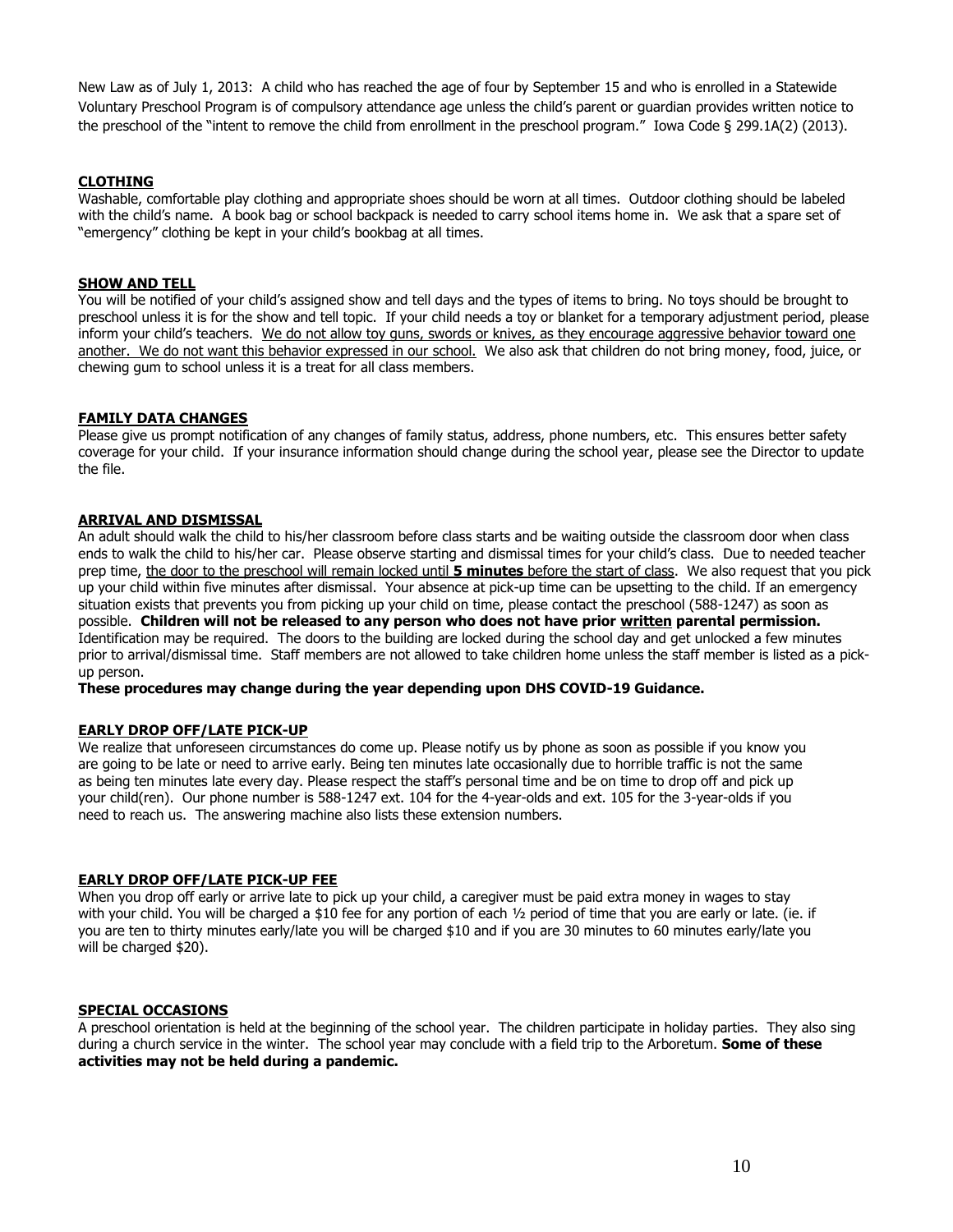New Law as of July 1, 2013: A child who has reached the age of four by September 15 and who is enrolled in a Statewide Voluntary Preschool Program is of compulsory attendance age unless the child's parent or guardian provides written notice to the preschool of the "intent to remove the child from enrollment in the preschool program." Iowa Code § 299.1A(2) (2013).

## CLOTHING

Washable, comfortable play clothing and appropriate shoes should be worn at all times. Outdoor clothing should be labeled with the child's name. A book bag or school backpack is needed to carry school items home in. We ask that a spare set of "emergency" clothing be kept in your child's bookbag at all times.

## SHOW AND TELL

You will be notified of your child's assigned show and tell days and the types of items to bring. No toys should be brought to preschool unless it is for the show and tell topic. If your child needs a toy or blanket for a temporary adjustment period, please inform your child's teachers. <u>We do not allow toy guns, swords or knives, as they encourage aggressive behavior toward one another. We do not want this behavior expressed in our school.</u> We also ask that children do not bring money, food, juice, or chewing gum to school unless it is a treat for all class members.

## FAMILY DATA CHANGES

Please give us prompt notification of any changes of family status, address, phone numbers, etc. This ensures better safety coverage for your child. If your insurance information should change during the school year, please see the Director to update the file.

## ARRIVAL AND DISMISSAL

An adult should walk the child to his/her classroom before class starts and be waiting outside the classroom door when class ends to walk the child to his/her car. Please observe starting and dismissal times for your child's class. Due to needed teacher prep time, <u>the door to the preschool will remain locked until **5 minutes** before the start of class</u>. We also request that you pick up your child within five minutes after dismissal. Your absence at pick-up time can be upsetting to the child. If an emergency situation exists that prevents you from picking up your child on time, please contact the preschool (588-1247) as soon as possible. **Children will not be released to any person who does not have prior <u>written</u> parental permission.** Identification may be required. The doors to the building are locked during the school day and get unlocked a few minutes prior to arrival/dismissal time. Staff members are not allowed to take children home unless the staff member is listed as a pick-up person.

**These procedures may change during the year depending upon DHS COVID-19 Guidance.**

## EARLY DROP OFF/LATE PICK-UP

We realize that unforeseen circumstances do come up. Please notify us by phone as soon as possible if you know you are going to be late or need to arrive early. Being ten minutes late occasionally due to horrible traffic is not the same as being ten minutes late every day. Please respect the staff's personal time and be on time to drop off and pick up your child(ren). Our phone number is 588-1247 ext. 104 for the 4-year-olds and ext. 105 for the 3-year-olds if you need to reach us. The answering machine also lists these extension numbers.

## EARLY DROP OFF/LATE PICK-UP FEE

When you drop off early or arrive late to pick up your child, a caregiver must be paid extra money in wages to stay with your child. You will be charged a $10 fee for any portion of each ½ period of time that you are early or late. (ie. if you are ten to thirty minutes early/late you will be charged $10 and if you are 30 minutes to 60 minutes early/late you will be charged $20).

## SPECIAL OCCASIONS

A preschool orientation is held at the beginning of the school year. The children participate in holiday parties. They also sing during a church service in the winter. The school year may conclude with a field trip to the Arboretum. **Some of these activities may not be held during a pandemic.**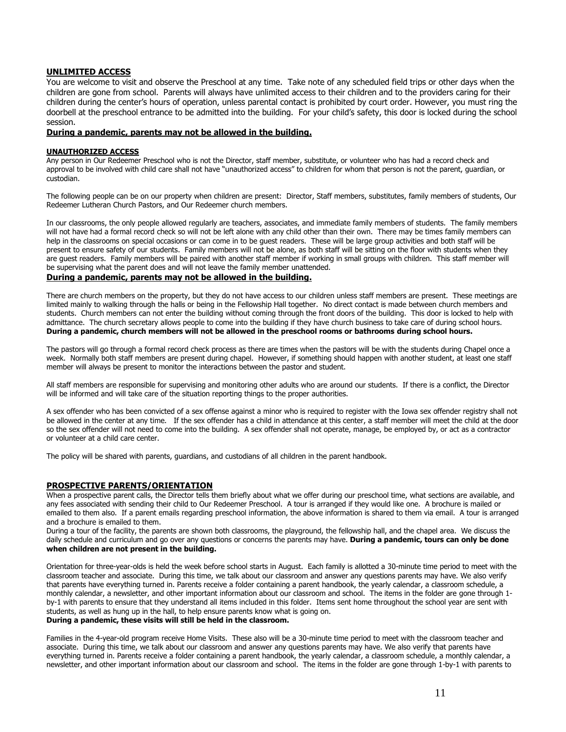## UNLIMITED ACCESS

You are welcome to visit and observe the Preschool at any time. Take note of any scheduled field trips or other days when the children are gone from school. Parents will always have unlimited access to their children and to the providers caring for their children during the center's hours of operation, unless parental contact is prohibited by court order. However, you must ring the doorbell at the preschool entrance to be admitted into the building. For your child's safety, this door is locked during the school session.

**During a pandemic, parents may not be allowed in the building.**

### UNAUTHORIZED ACCESS

Any person in Our Redeemer Preschool who is not the Director, staff member, substitute, or volunteer who has had a record check and approval to be involved with child care shall not have "unauthorized access" to children for whom that person is not the parent, guardian, or custodian.

The following people can be on our property when children are present: Director, Staff members, substitutes, family members of students, Our Redeemer Lutheran Church Pastors, and Our Redeemer church members.

In our classrooms, the only people allowed regularly are teachers, associates, and immediate family members of students. The family members will not have had a formal record check so will not be left alone with any child other than their own. There may be times family members can help in the classrooms on special occasions or can come in to be guest readers. These will be large group activities and both staff will be present to ensure safety of our students. Family members will not be alone, as both staff will be sitting on the floor with students when they are guest readers. Family members will be paired with another staff member if working in small groups with children. This staff member will be supervising what the parent does and will not leave the family member unattended.

**During a pandemic, parents may not be allowed in the building.**

There are church members on the property, but they do not have access to our children unless staff members are present. These meetings are limited mainly to walking through the halls or being in the Fellowship Hall together. No direct contact is made between church members and students. Church members can not enter the building without coming through the front doors of the building. This door is locked to help with admittance. The church secretary allows people to come into the building if they have church business to take care of during school hours. **During a pandemic, church members will not be allowed in the preschool rooms or bathrooms during school hours.**

The pastors will go through a formal record check process as there are times when the pastors will be with the students during Chapel once a week. Normally both staff members are present during chapel. However, if something should happen with another student, at least one staff member will always be present to monitor the interactions between the pastor and student.

All staff members are responsible for supervising and monitoring other adults who are around our students. If there is a conflict, the Director will be informed and will take care of the situation reporting things to the proper authorities.

A sex offender who has been convicted of a sex offense against a minor who is required to register with the Iowa sex offender registry shall not be allowed in the center at any time. If the sex offender has a child in attendance at this center, a staff member will meet the child at the door so the sex offender will not need to come into the building. A sex offender shall not operate, manage, be employed by, or act as a contractor or volunteer at a child care center.

The policy will be shared with parents, guardians, and custodians of all children in the parent handbook.

## PROSPECTIVE PARENTS/ORIENTATION

When a prospective parent calls, the Director tells them briefly about what we offer during our preschool time, what sections are available, and any fees associated with sending their child to Our Redeemer Preschool. A tour is arranged if they would like one. A brochure is mailed or emailed to them also. If a parent emails regarding preschool information, the above information is shared to them via email. A tour is arranged and a brochure is emailed to them.

During a tour of the facility, the parents are shown both classrooms, the playground, the fellowship hall, and the chapel area. We discuss the daily schedule and curriculum and go over any questions or concerns the parents may have. **During a pandemic, tours can only be done when children are not present in the building.**

Orientation for three-year-olds is held the week before school starts in August. Each family is allotted a 30-minute time period to meet with the classroom teacher and associate. During this time, we talk about our classroom and answer any questions parents may have. We also verify that parents have everything turned in. Parents receive a folder containing a parent handbook, the yearly calendar, a classroom schedule, a monthly calendar, a newsletter, and other important information about our classroom and school. The items in the folder are gone through 1-by-1 with parents to ensure that they understand all items included in this folder. Items sent home throughout the school year are sent with students, as well as hung up in the hall, to help ensure parents know what is going on.

**During a pandemic, these visits will still be held in the classroom.**

Families in the 4-year-old program receive Home Visits. These also will be a 30-minute time period to meet with the classroom teacher and associate. During this time, we talk about our classroom and answer any questions parents may have. We also verify that parents have everything turned in. Parents receive a folder containing a parent handbook, the yearly calendar, a classroom schedule, a monthly calendar, a newsletter, and other important information about our classroom and school. The items in the folder are gone through 1-by-1 with parents to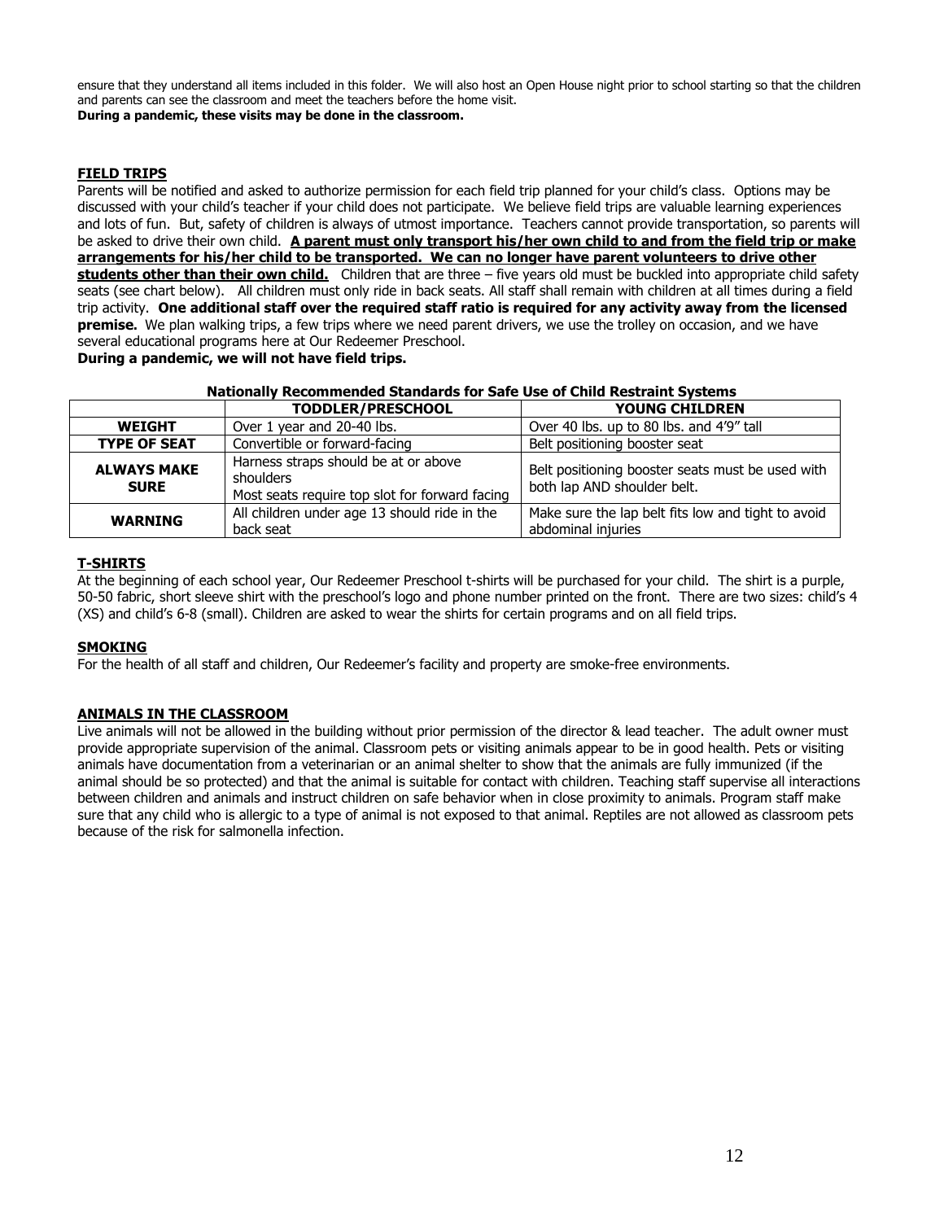ensure that they understand all items included in this folder. We will also host an Open House night prior to school starting so that the children and parents can see the classroom and meet the teachers before the home visit.
**During a pandemic, these visits may be done in the classroom.**

## FIELD TRIPS

Parents will be notified and asked to authorize permission for each field trip planned for your child's class. Options may be discussed with your child's teacher if your child does not participate. We believe field trips are valuable learning experiences and lots of fun. But, safety of children is always of utmost importance. Teachers cannot provide transportation, so parents will be asked to drive their own child. **A parent must only transport his/her own child to and from the field trip or make arrangements for his/her child to be transported. We can no longer have parent volunteers to drive other students other than their own child.** Children that are three – five years old must be buckled into appropriate child safety seats (see chart below). All children must only ride in back seats. All staff shall remain with children at all times during a field trip activity. **One additional staff over the required staff ratio is required for any activity away from the licensed premise.** We plan walking trips, a few trips where we need parent drivers, we use the trolley on occasion, and we have several educational programs here at Our Redeemer Preschool.
**During a pandemic, we will not have field trips.**

**Nationally Recommended Standards for Safe Use of Child Restraint Systems**

| | TODDLER/PRESCHOOL | YOUNG CHILDREN |
|---|---|---|
| **WEIGHT** | Over 1 year and 20-40 lbs. | Over 40 lbs. up to 80 lbs. and 4'9" tall |
| **TYPE OF SEAT** | Convertible or forward-facing | Belt positioning booster seat |
| **ALWAYS MAKE SURE** | Harness straps should be at or above shoulders<br>Most seats require top slot for forward facing | Belt positioning booster seats must be used with both lap AND shoulder belt. |
| **WARNING** | All children under age 13 should ride in the back seat | Make sure the lap belt fits low and tight to avoid abdominal injuries |

## T-SHIRTS

At the beginning of each school year, Our Redeemer Preschool t-shirts will be purchased for your child. The shirt is a purple, 50-50 fabric, short sleeve shirt with the preschool's logo and phone number printed on the front. There are two sizes: child's 4 (XS) and child's 6-8 (small). Children are asked to wear the shirts for certain programs and on all field trips.

## SMOKING

For the health of all staff and children, Our Redeemer's facility and property are smoke-free environments.

## ANIMALS IN THE CLASSROOM

Live animals will not be allowed in the building without prior permission of the director & lead teacher. The adult owner must provide appropriate supervision of the animal. Classroom pets or visiting animals appear to be in good health. Pets or visiting animals have documentation from a veterinarian or an animal shelter to show that the animals are fully immunized (if the animal should be so protected) and that the animal is suitable for contact with children. Teaching staff supervise all interactions between children and animals and instruct children on safe behavior when in close proximity to animals. Program staff make sure that any child who is allergic to a type of animal is not exposed to that animal. Reptiles are not allowed as classroom pets because of the risk for salmonella infection.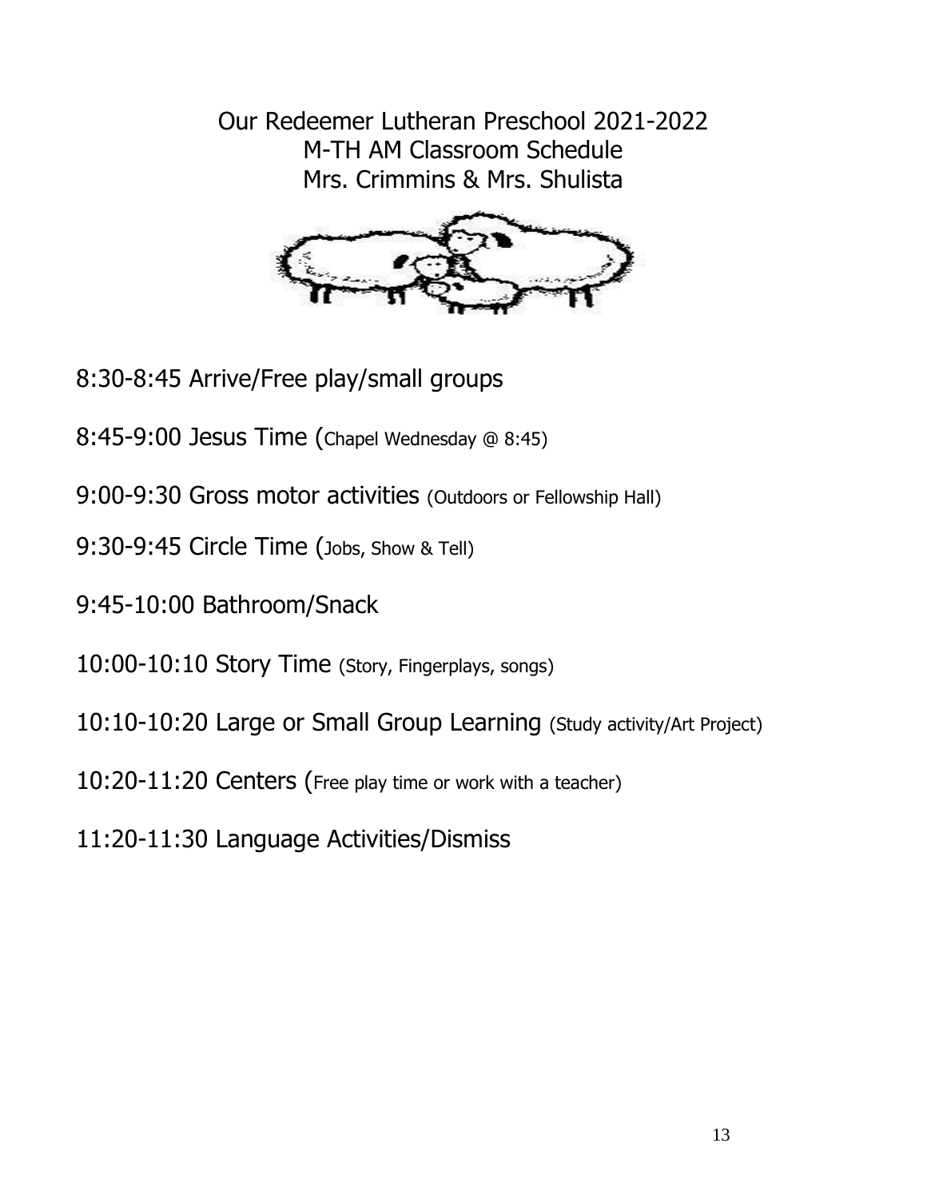# Our Redeemer Lutheran Preschool 2021-2022
## M-TH AM Classroom Schedule
## Mrs. Crimmins & Mrs. Shulista

8:30-8:45 Arrive/Free play/small groups

8:45-9:00 Jesus Time (Chapel Wednesday @ 8:45)

9:00-9:30 Gross motor activities (Outdoors or Fellowship Hall)

9:30-9:45 Circle Time (Jobs, Show & Tell)

9:45-10:00 Bathroom/Snack

10:00-10:10 Story Time (Story, Fingerplays, songs)

10:10-10:20 Large or Small Group Learning (Study activity/Art Project)

10:20-11:20 Centers (Free play time or work with a teacher)

11:20-11:30 Language Activities/Dismiss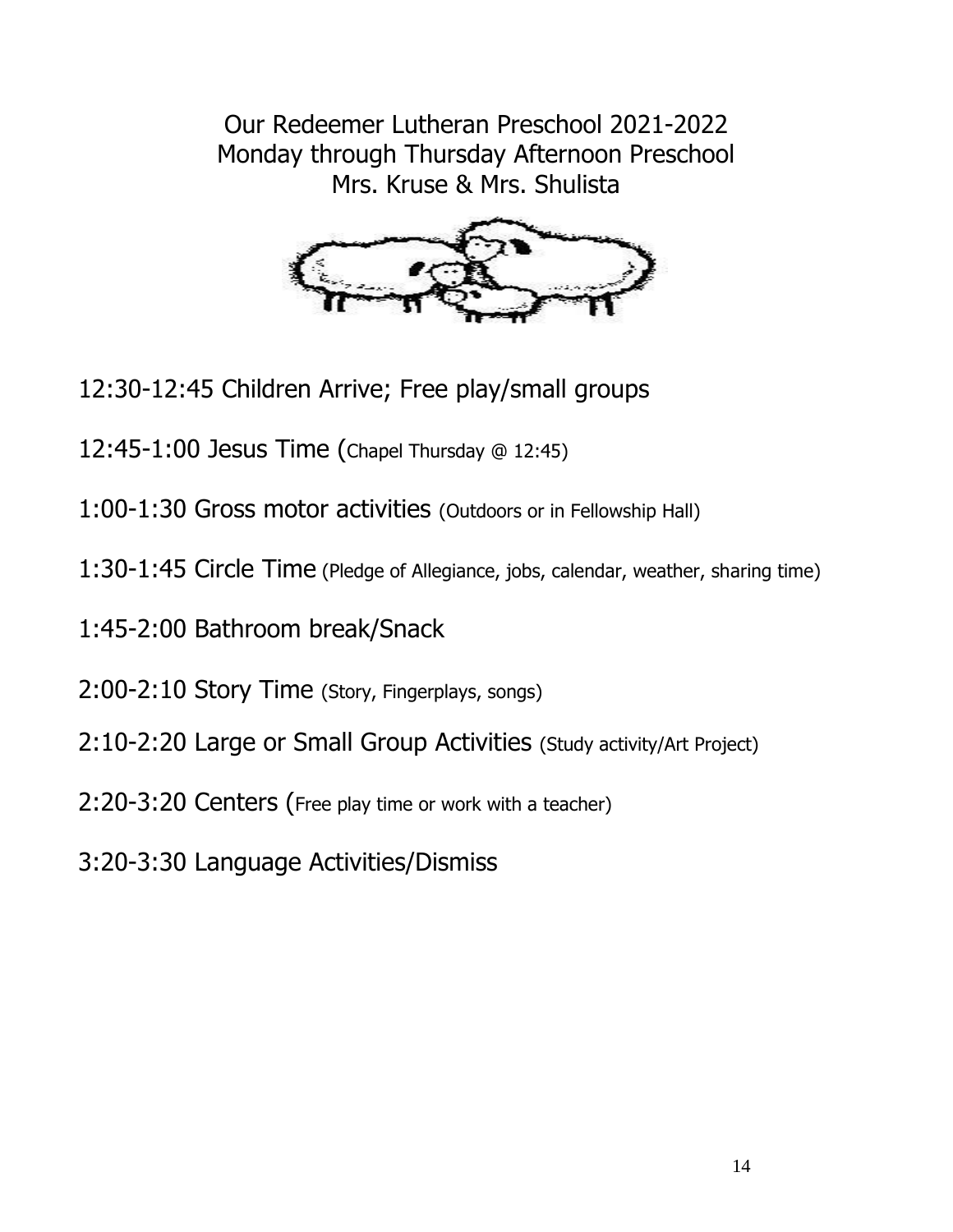# Our Redeemer Lutheran Preschool 2021-2022
## Monday through Thursday Afternoon Preschool
## Mrs. Kruse & Mrs. Shulista

12:30-12:45 Children Arrive; Free play/small groups

12:45-1:00 Jesus Time (Chapel Thursday @ 12:45)

1:00-1:30 Gross motor activities (Outdoors or in Fellowship Hall)

1:30-1:45 Circle Time (Pledge of Allegiance, jobs, calendar, weather, sharing time)

1:45-2:00 Bathroom break/Snack

2:00-2:10 Story Time (Story, Fingerplays, songs)

2:10-2:20 Large or Small Group Activities (Study activity/Art Project)

2:20-3:20 Centers (Free play time or work with a teacher)

3:20-3:30 Language Activities/Dismiss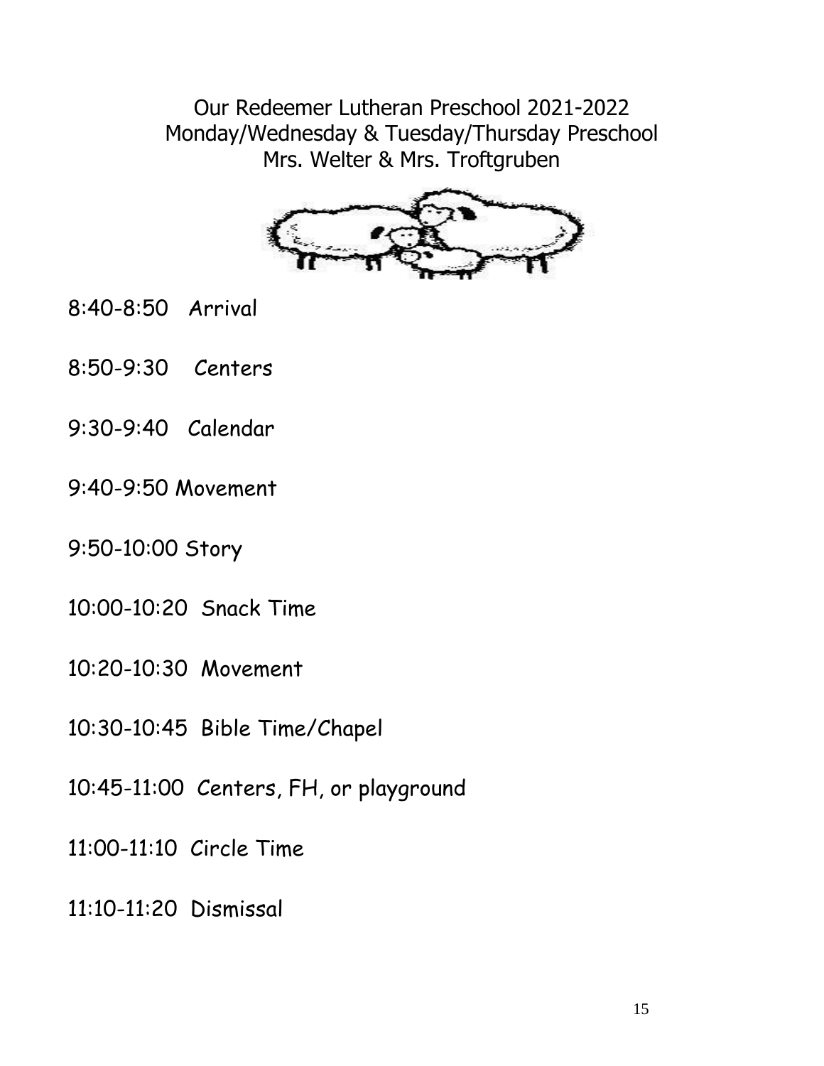# Our Redeemer Lutheran Preschool 2021-2022
## Monday/Wednesday & Tuesday/Thursday Preschool
## Mrs. Welter & Mrs. Troftgruben

8:40-8:50 Arrival

8:50-9:30 Centers

9:30-9:40 Calendar

9:40-9:50 Movement

9:50-10:00 Story

10:00-10:20 Snack Time

10:20-10:30 Movement

10:30-10:45 Bible Time/Chapel

10:45-11:00 Centers, FH, or playground

11:00-11:10 Circle Time

11:10-11:20 Dismissal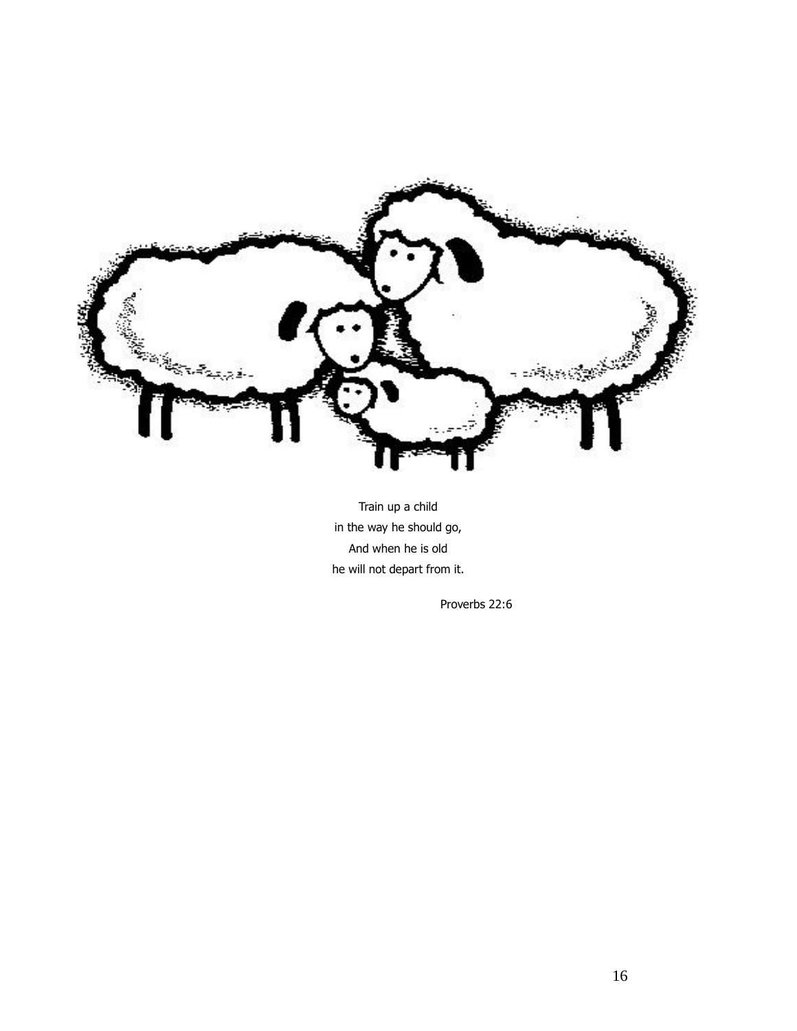Train up a child
in the way he should go,
And when he is old
he will not depart from it.

Proverbs 22:6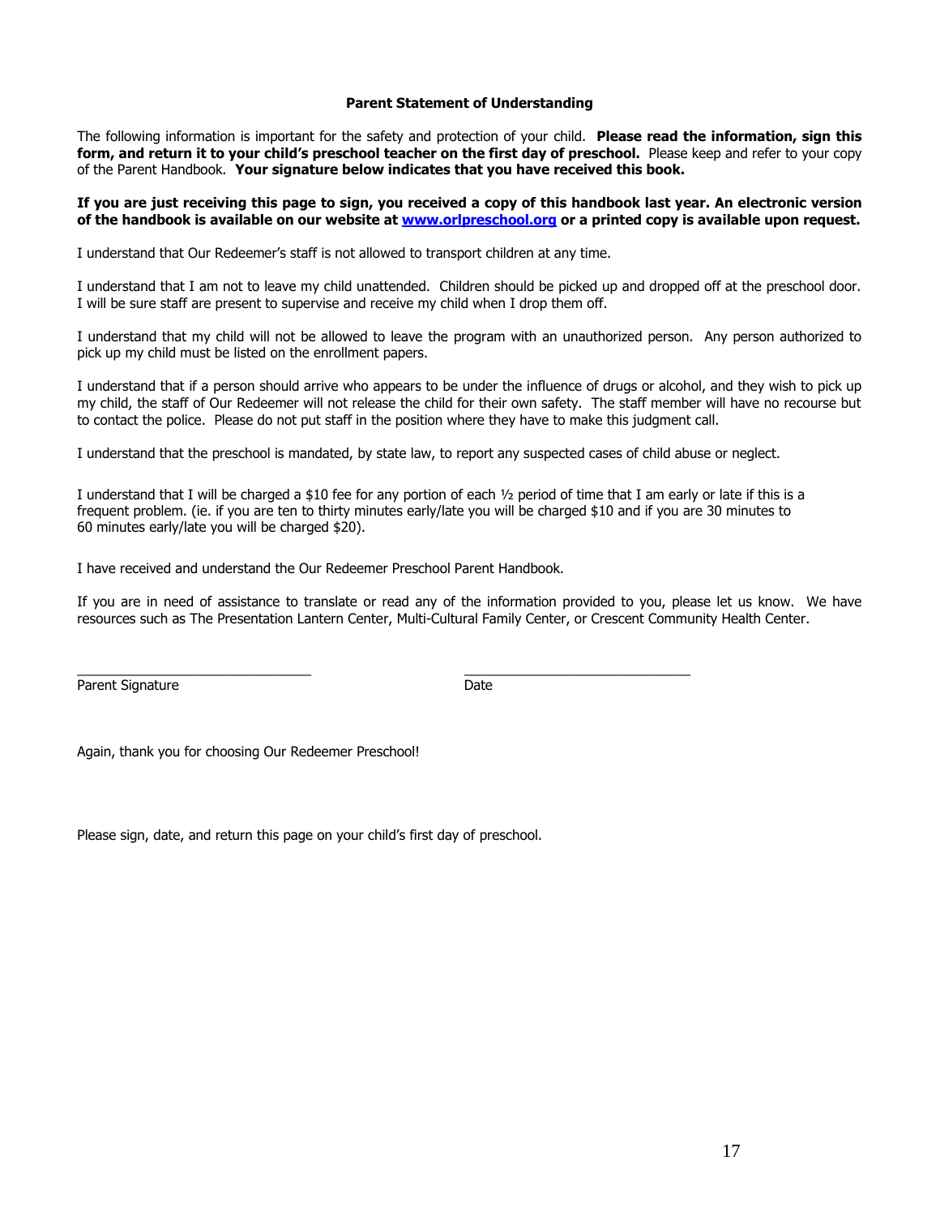**Parent Statement of Understanding**

The following information is important for the safety and protection of your child. **Please read the information, sign this form, and return it to your child's preschool teacher on the first day of preschool.** Please keep and refer to your copy of the Parent Handbook. **Your signature below indicates that you have received this book.**

**If you are just receiving this page to sign, you received a copy of this handbook last year. An electronic version of the handbook is available on our website at [www.orlpreschool.org](http://www.orlpreschool.org) or a printed copy is available upon request.**

I understand that Our Redeemer's staff is not allowed to transport children at any time.

I understand that I am not to leave my child unattended. Children should be picked up and dropped off at the preschool door. I will be sure staff are present to supervise and receive my child when I drop them off.

I understand that my child will not be allowed to leave the program with an unauthorized person. Any person authorized to pick up my child must be listed on the enrollment papers.

I understand that if a person should arrive who appears to be under the influence of drugs or alcohol, and they wish to pick up my child, the staff of Our Redeemer will not release the child for their own safety. The staff member will have no recourse but to contact the police. Please do not put staff in the position where they have to make this judgment call.

I understand that the preschool is mandated, by state law, to report any suspected cases of child abuse or neglect.

I understand that I will be charged a $10 fee for any portion of each ½ period of time that I am early or late if this is a frequent problem. (ie. if you are ten to thirty minutes early/late you will be charged $10 and if you are 30 minutes to 60 minutes early/late you will be charged $20).

I have received and understand the Our Redeemer Preschool Parent Handbook.

If you are in need of assistance to translate or read any of the information provided to you, please let us know. We have resources such as The Presentation Lantern Center, Multi-Cultural Family Center, or Crescent Community Health Center.

_______________________________ _______________________________

Parent Signature Date

Again, thank you for choosing Our Redeemer Preschool!

Please sign, date, and return this page on your child's first day of preschool.